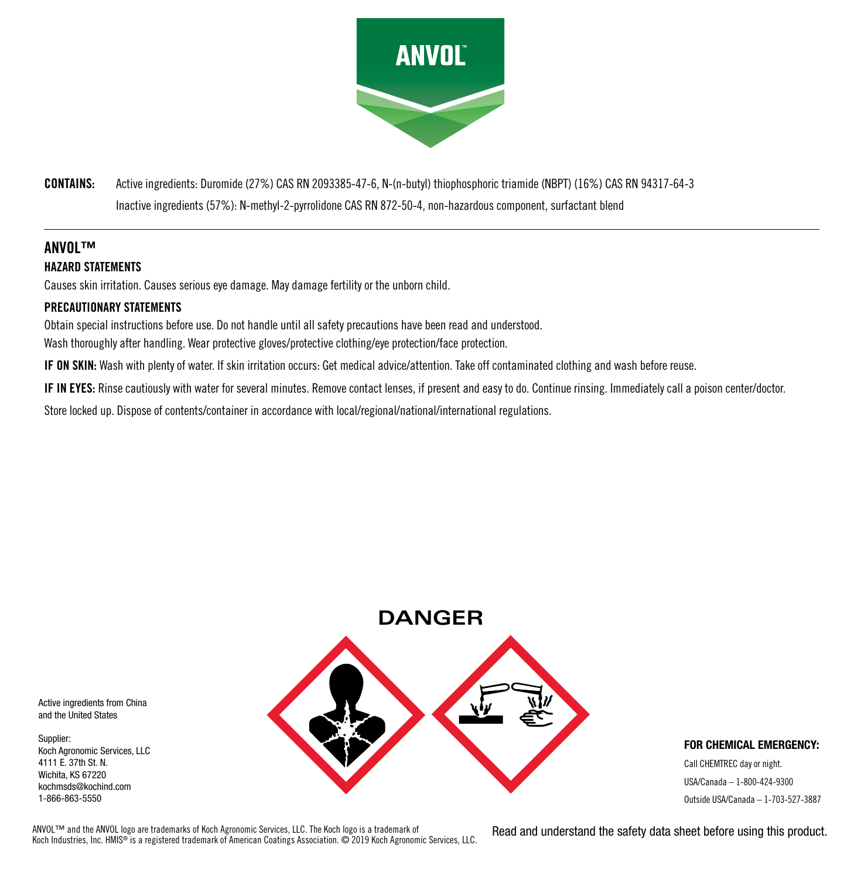# ANVOL™

**CONTAINS:** Active ingredients: Duromide (27%) CAS RN 2093385-47-6, N-(n-butyl) thiophosphoric triamide (NBPT) (16%) CAS RN 94317-64-3

Inactive ingredients (57%): N-methyl-2-pyrrolidone CAS RN 872-50-4, non-hazardous component, surfactant blend

---

## ANVOL™

### HAZARD STATEMENTS

Causes skin irritation. Causes serious eye damage. May damage fertility or the unborn child.

### PRECAUTIONARY STATEMENTS

Obtain special instructions before use. Do not handle until all safety precautions have been read and understood.

Wash thoroughly after handling. Wear protective gloves/protective clothing/eye protection/face protection.

**IF ON SKIN:** Wash with plenty of water. If skin irritation occurs: Get medical advice/attention. Take off contaminated clothing and wash before reuse.

**IF IN EYES:** Rinse cautiously with water for several minutes. Remove contact lenses, if present and easy to do. Continue rinsing. Immediately call a poison center/doctor.

Store locked up. Dispose of contents/container in accordance with local/regional/national/international regulations.

**DANGER**

Active ingredients from China and the United States

Supplier:
Koch Agronomic Services, LLC
4111 E. 37th St. N.
Wichita, KS 67220
kochmsds@kochind.com
1-866-863-5550

**FOR CHEMICAL EMERGENCY:**

Call CHEMTREC day or night.

USA/Canada – 1-800-424-9300

Outside USA/Canada – 1-703-527-3887

ANVOL™ and the ANVOL logo are trademarks of Koch Agronomic Services, LLC. The Koch logo is a trademark of Koch Industries, Inc. HMIS® is a registered trademark of American Coatings Association. © 2019 Koch Agronomic Services, LLC.

Read and understand the safety data sheet before using this product.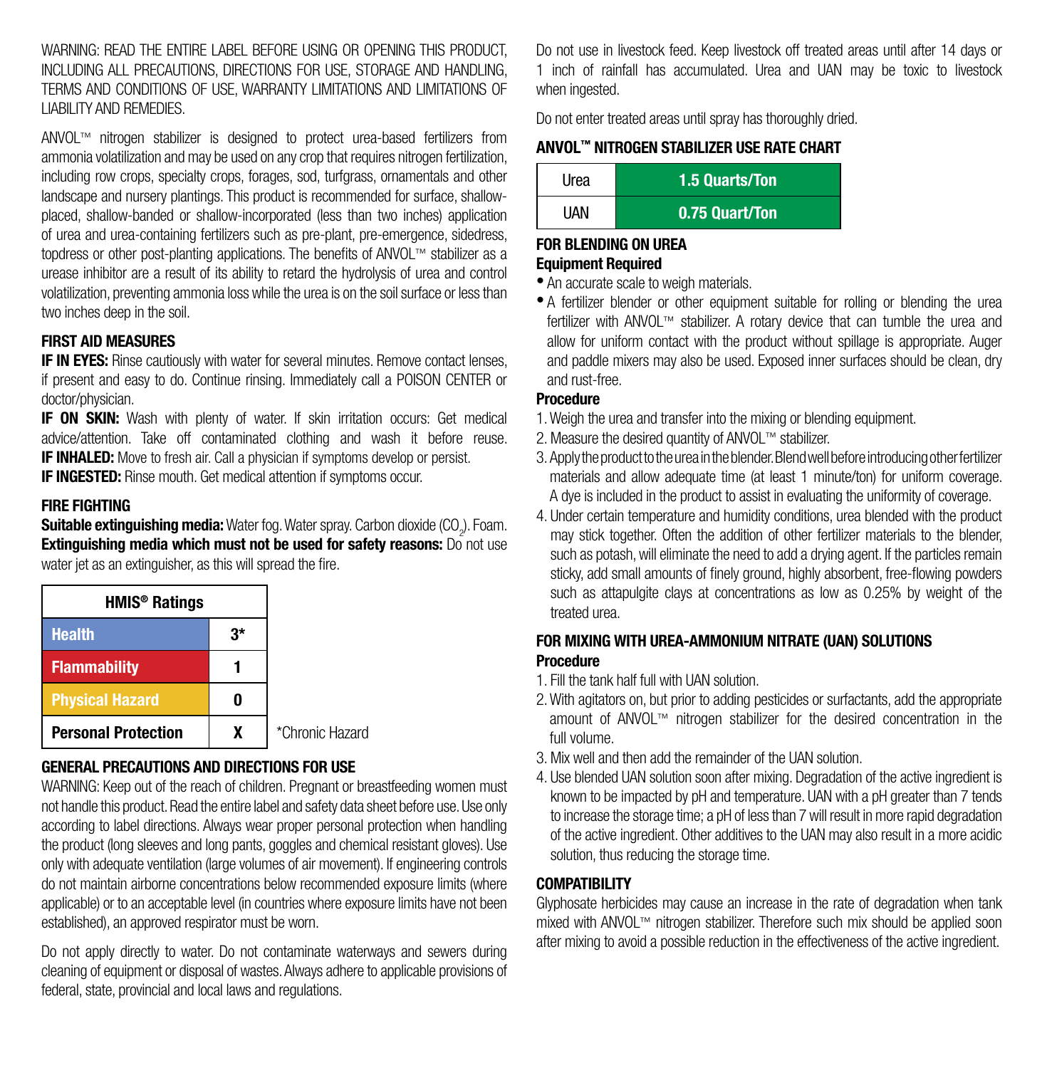WARNING: READ THE ENTIRE LABEL BEFORE USING OR OPENING THIS PRODUCT, INCLUDING ALL PRECAUTIONS, DIRECTIONS FOR USE, STORAGE AND HANDLING, TERMS AND CONDITIONS OF USE, WARRANTY LIMITATIONS AND LIMITATIONS OF LIABILITY AND REMEDIES.

ANVOL™ nitrogen stabilizer is designed to protect urea-based fertilizers from ammonia volatilization and may be used on any crop that requires nitrogen fertilization, including row crops, specialty crops, forages, sod, turfgrass, ornamentals and other landscape and nursery plantings. This product is recommended for surface, shallow-placed, shallow-banded or shallow-incorporated (less than two inches) application of urea and urea-containing fertilizers such as pre-plant, pre-emergence, sidedress, topdress or other post-planting applications. The benefits of ANVOL™ stabilizer as a urease inhibitor are a result of its ability to retard the hydrolysis of urea and control volatilization, preventing ammonia loss while the urea is on the soil surface or less than two inches deep in the soil.

### FIRST AID MEASURES

**IF IN EYES:** Rinse cautiously with water for several minutes. Remove contact lenses, if present and easy to do. Continue rinsing. Immediately call a POISON CENTER or doctor/physician.
**IF ON SKIN:** Wash with plenty of water. If skin irritation occurs: Get medical advice/attention. Take off contaminated clothing and wash it before reuse.
**IF INHALED:** Move to fresh air. Call a physician if symptoms develop or persist.
**IF INGESTED:** Rinse mouth. Get medical attention if symptoms occur.

### FIRE FIGHTING

**Suitable extinguishing media:** Water fog. Water spray. Carbon dioxide ($CO_2$). Foam.
**Extinguishing media which must not be used for safety reasons:** Do not use water jet as an extinguisher, as this will spread the fire.

| HMIS® Ratings | |
|---|---|
| Health | 3* |
| Flammability | 1 |
| Physical Hazard | 0 |
| Personal Protection | X |

*Chronic Hazard

### GENERAL PRECAUTIONS AND DIRECTIONS FOR USE

WARNING: Keep out of the reach of children. Pregnant or breastfeeding women must not handle this product. Read the entire label and safety data sheet before use. Use only according to label directions. Always wear proper personal protection when handling the product (long sleeves and long pants, goggles and chemical resistant gloves). Use only with adequate ventilation (large volumes of air movement). If engineering controls do not maintain airborne concentrations below recommended exposure limits (where applicable) or to an acceptable level (in countries where exposure limits have not been established), an approved respirator must be worn.

Do not apply directly to water. Do not contaminate waterways and sewers during cleaning of equipment or disposal of wastes. Always adhere to applicable provisions of federal, state, provincial and local laws and regulations.

Do not use in livestock feed. Keep livestock off treated areas until after 14 days or 1 inch of rainfall has accumulated. Urea and UAN may be toxic to livestock when ingested.

Do not enter treated areas until spray has thoroughly dried.

### ANVOL™ NITROGEN STABILIZER USE RATE CHART

| Urea | 1.5 Quarts/Ton |
|---|---|
| UAN | 0.75 Quart/Ton |

### FOR BLENDING ON UREA

**Equipment Required**

- An accurate scale to weigh materials.
- A fertilizer blender or other equipment suitable for rolling or blending the urea fertilizer with ANVOL™ stabilizer. A rotary device that can tumble the urea and allow for uniform contact with the product without spillage is appropriate. Auger and paddle mixers may also be used. Exposed inner surfaces should be clean, dry and rust-free.

**Procedure**

1. Weigh the urea and transfer into the mixing or blending equipment.
2. Measure the desired quantity of ANVOL™ stabilizer.
3. Apply the product to the urea in the blender. Blend well before introducing other fertilizer materials and allow adequate time (at least 1 minute/ton) for uniform coverage. A dye is included in the product to assist in evaluating the uniformity of coverage.
4. Under certain temperature and humidity conditions, urea blended with the product may stick together. Often the addition of other fertilizer materials to the blender, such as potash, will eliminate the need to add a drying agent. If the particles remain sticky, add small amounts of finely ground, highly absorbent, free-flowing powders such as attapulgite clays at concentrations as low as 0.25% by weight of the treated urea.

### FOR MIXING WITH UREA-AMMONIUM NITRATE (UAN) SOLUTIONS

**Procedure**

1. Fill the tank half full with UAN solution.
2. With agitators on, but prior to adding pesticides or surfactants, add the appropriate amount of ANVOL™ nitrogen stabilizer for the desired concentration in the full volume.
3. Mix well and then add the remainder of the UAN solution.
4. Use blended UAN solution soon after mixing. Degradation of the active ingredient is known to be impacted by pH and temperature. UAN with a pH greater than 7 tends to increase the storage time; a pH of less than 7 will result in more rapid degradation of the active ingredient. Other additives to the UAN may also result in a more acidic solution, thus reducing the storage time.

### COMPATIBILITY

Glyphosate herbicides may cause an increase in the rate of degradation when tank mixed with ANVOL™ nitrogen stabilizer. Therefore such mix should be applied soon after mixing to avoid a possible reduction in the effectiveness of the active ingredient.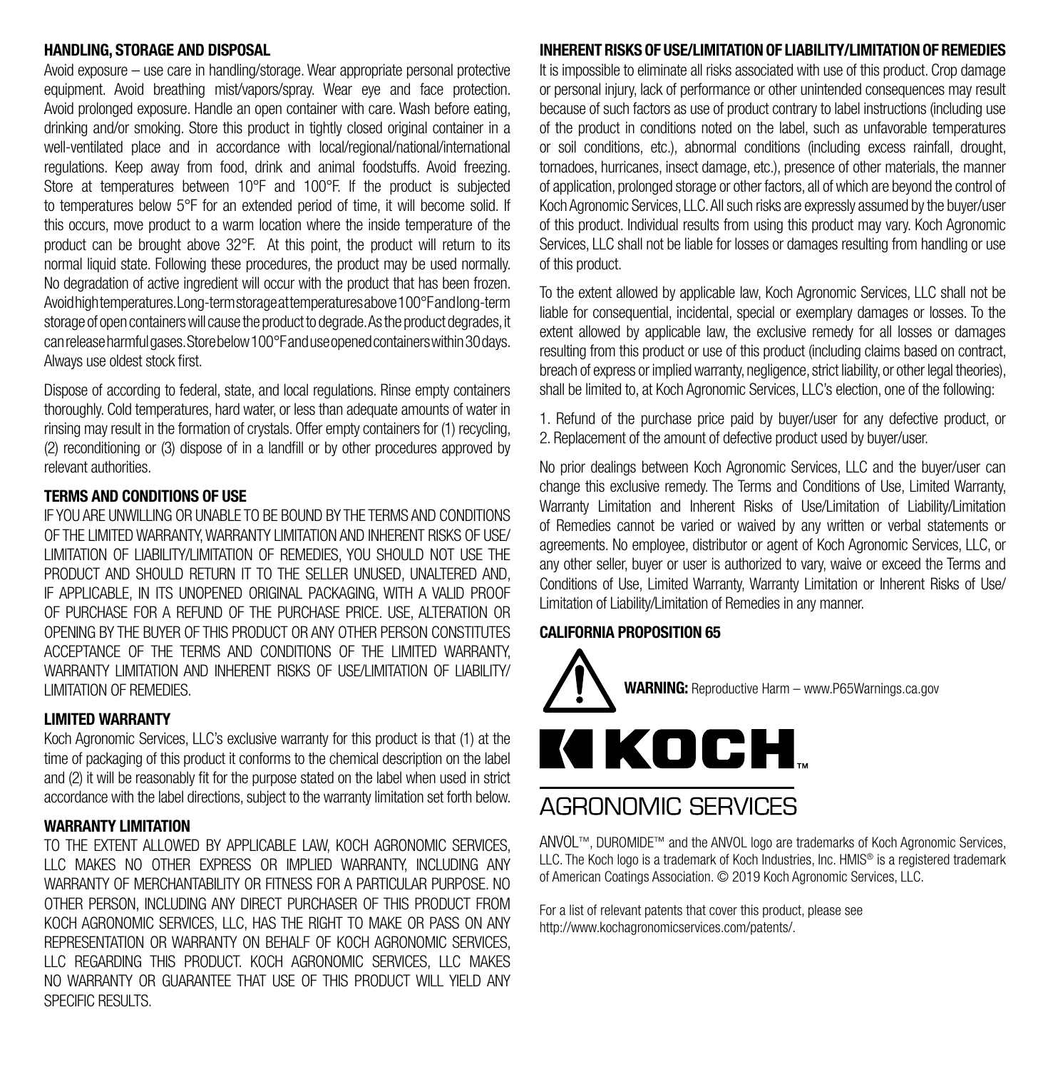## HANDLING, STORAGE AND DISPOSAL

Avoid exposure – use care in handling/storage. Wear appropriate personal protective equipment. Avoid breathing mist/vapors/spray. Wear eye and face protection. Avoid prolonged exposure. Handle an open container with care. Wash before eating, drinking and/or smoking. Store this product in tightly closed original container in a well-ventilated place and in accordance with local/regional/national/international regulations. Keep away from food, drink and animal foodstuffs. Avoid freezing. Store at temperatures between 10°F and 100°F. If the product is subjected to temperatures below 5°F for an extended period of time, it will become solid. If this occurs, move product to a warm location where the inside temperature of the product can be brought above 32°F. At this point, the product will return to its normal liquid state. Following these procedures, the product may be used normally. No degradation of active ingredient will occur with the product that has been frozen. Avoid high temperatures. Long-term storage at temperatures above 100°F and long-term storage of open containers will cause the product to degrade. As the product degrades, it can release harmful gases. Store below 100°F and use opened containers within 30 days. Always use oldest stock first.

Dispose of according to federal, state, and local regulations. Rinse empty containers thoroughly. Cold temperatures, hard water, or less than adequate amounts of water in rinsing may result in the formation of crystals. Offer empty containers for (1) recycling, (2) reconditioning or (3) dispose of in a landfill or by other procedures approved by relevant authorities.

## TERMS AND CONDITIONS OF USE

IF YOU ARE UNWILLING OR UNABLE TO BE BOUND BY THE TERMS AND CONDITIONS OF THE LIMITED WARRANTY, WARRANTY LIMITATION AND INHERENT RISKS OF USE/LIMITATION OF LIABILITY/LIMITATION OF REMEDIES, YOU SHOULD NOT USE THE PRODUCT AND SHOULD RETURN IT TO THE SELLER UNUSED, UNALTERED AND, IF APPLICABLE, IN ITS UNOPENED ORIGINAL PACKAGING, WITH A VALID PROOF OF PURCHASE FOR A REFUND OF THE PURCHASE PRICE. USE, ALTERATION OR OPENING BY THE BUYER OF THIS PRODUCT OR ANY OTHER PERSON CONSTITUTES ACCEPTANCE OF THE TERMS AND CONDITIONS OF THE LIMITED WARRANTY, WARRANTY LIMITATION AND INHERENT RISKS OF USE/LIMITATION OF LIABILITY/LIMITATION OF REMEDIES.

## LIMITED WARRANTY

Koch Agronomic Services, LLC's exclusive warranty for this product is that (1) at the time of packaging of this product it conforms to the chemical description on the label and (2) it will be reasonably fit for the purpose stated on the label when used in strict accordance with the label directions, subject to the warranty limitation set forth below.

## WARRANTY LIMITATION

TO THE EXTENT ALLOWED BY APPLICABLE LAW, KOCH AGRONOMIC SERVICES, LLC MAKES NO OTHER EXPRESS OR IMPLIED WARRANTY, INCLUDING ANY WARRANTY OF MERCHANTABILITY OR FITNESS FOR A PARTICULAR PURPOSE. NO OTHER PERSON, INCLUDING ANY DIRECT PURCHASER OF THIS PRODUCT FROM KOCH AGRONOMIC SERVICES, LLC, HAS THE RIGHT TO MAKE OR PASS ON ANY REPRESENTATION OR WARRANTY ON BEHALF OF KOCH AGRONOMIC SERVICES, LLC REGARDING THIS PRODUCT. KOCH AGRONOMIC SERVICES, LLC MAKES NO WARRANTY OR GUARANTEE THAT USE OF THIS PRODUCT WILL YIELD ANY SPECIFIC RESULTS.

## INHERENT RISKS OF USE/LIMITATION OF LIABILITY/LIMITATION OF REMEDIES

It is impossible to eliminate all risks associated with use of this product. Crop damage or personal injury, lack of performance or other unintended consequences may result because of such factors as use of product contrary to label instructions (including use of the product in conditions noted on the label, such as unfavorable temperatures or soil conditions, etc.), abnormal conditions (including excess rainfall, drought, tornadoes, hurricanes, insect damage, etc.), presence of other materials, the manner of application, prolonged storage or other factors, all of which are beyond the control of Koch Agronomic Services, LLC. All such risks are expressly assumed by the buyer/user of this product. Individual results from using this product may vary. Koch Agronomic Services, LLC shall not be liable for losses or damages resulting from handling or use of this product.

To the extent allowed by applicable law, Koch Agronomic Services, LLC shall not be liable for consequential, incidental, special or exemplary damages or losses. To the extent allowed by applicable law, the exclusive remedy for all losses or damages resulting from this product or use of this product (including claims based on contract, breach of express or implied warranty, negligence, strict liability, or other legal theories), shall be limited to, at Koch Agronomic Services, LLC's election, one of the following:

1. Refund of the purchase price paid by buyer/user for any defective product, or
2. Replacement of the amount of defective product used by buyer/user.

No prior dealings between Koch Agronomic Services, LLC and the buyer/user can change this exclusive remedy. The Terms and Conditions of Use, Limited Warranty, Warranty Limitation and Inherent Risks of Use/Limitation of Liability/Limitation of Remedies cannot be varied or waived by any written or verbal statements or agreements. No employee, distributor or agent of Koch Agronomic Services, LLC, or any other seller, buyer or user is authorized to vary, waive or exceed the Terms and Conditions of Use, Limited Warranty, Warranty Limitation or Inherent Risks of Use/Limitation of Liability/Limitation of Remedies in any manner.

## CALIFORNIA PROPOSITION 65

**WARNING:** Reproductive Harm – www.P65Warnings.ca.gov

KOCH™

AGRONOMIC SERVICES

ANVOL™, DUROMIDE™ and the ANVOL logo are trademarks of Koch Agronomic Services, LLC. The Koch logo is a trademark of Koch Industries, Inc. HMIS® is a registered trademark of American Coatings Association. © 2019 Koch Agronomic Services, LLC.

For a list of relevant patents that cover this product, please see http://www.kochagronomicservices.com/patents/.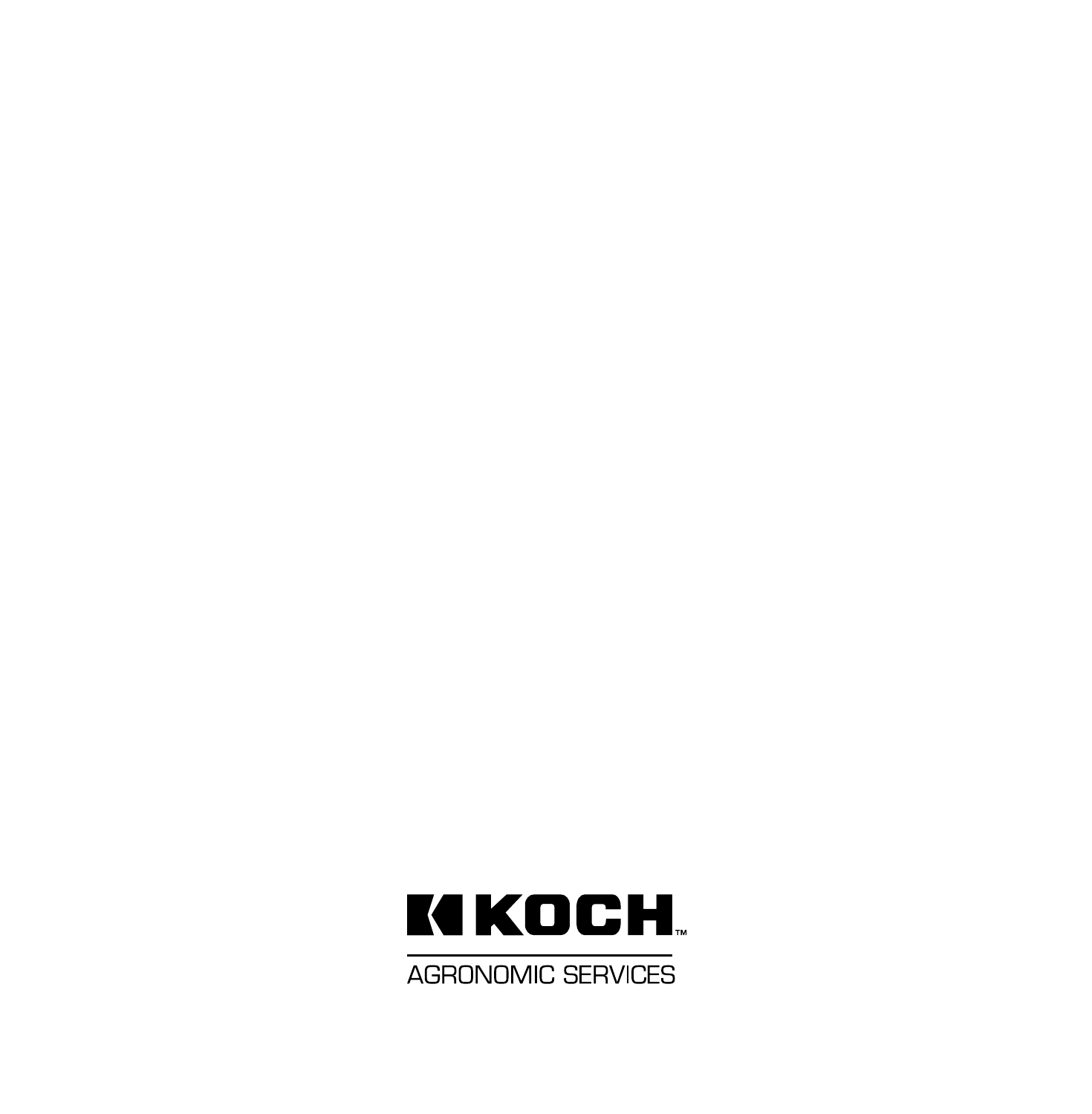KOCH™

AGRONOMIC SERVICES